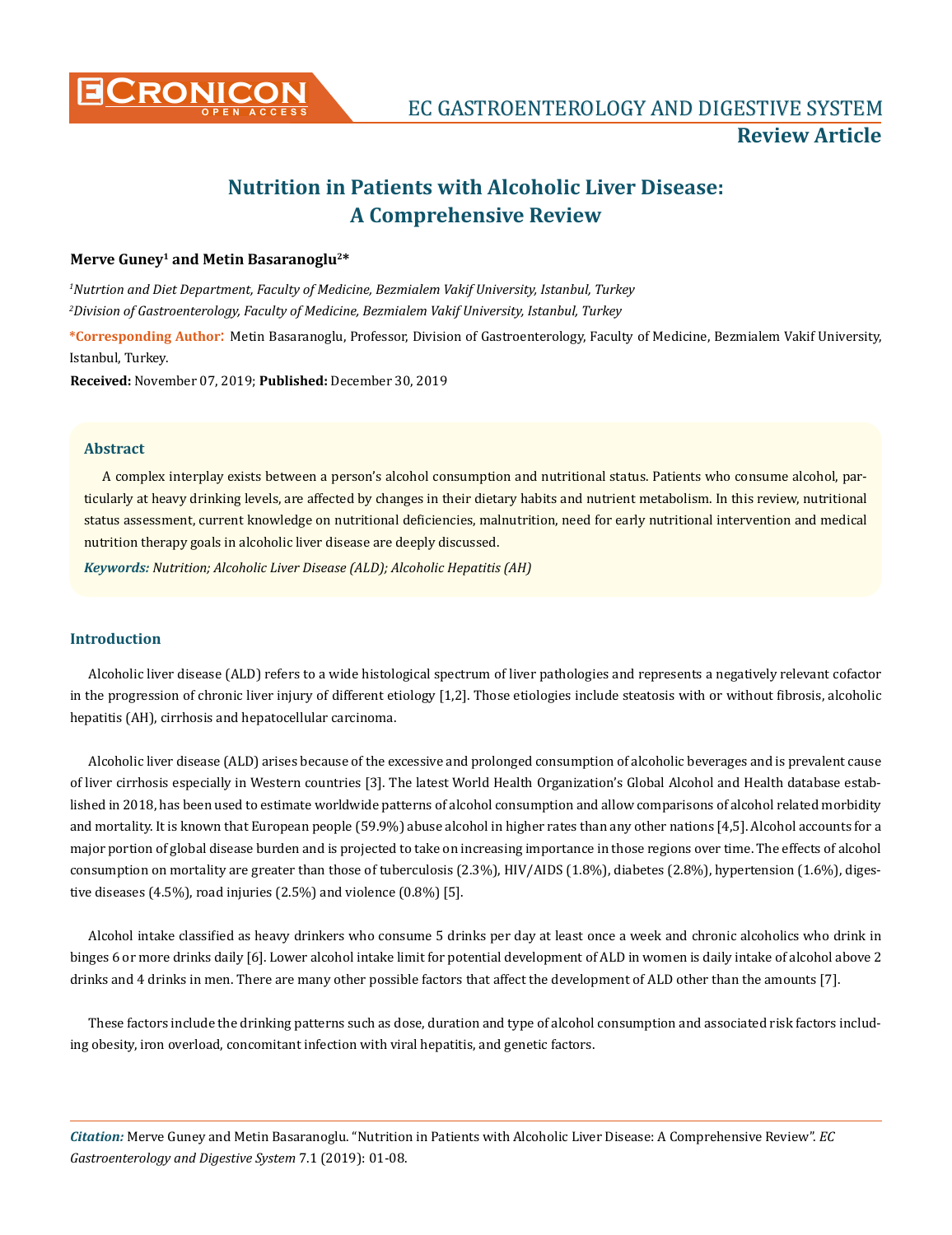# Nutrition in Patients with Alcoholic Liver Disease: A Comprehensive Review

**Merve Guney[1] and Metin Basaranoglu[2]***

*[1]Nutrtion and Diet Department, Faculty of Medicine, Bezmialem Vakif University, Istanbul, Turkey*

*[2]Division of Gastroenterology, Faculty of Medicine, Bezmialem Vakif University, Istanbul, Turkey*

**\*Corresponding Author**: Metin Basaranoglu, Professor, Division of Gastroenterology, Faculty of Medicine, Bezmialem Vakif University, Istanbul, Turkey.

**Received:** November 07, 2019; **Published:** December 30, 2019

## Abstract

A complex interplay exists between a person's alcohol consumption and nutritional status. Patients who consume alcohol, particularly at heavy drinking levels, are affected by changes in their dietary habits and nutrient metabolism. In this review, nutritional status assessment, current knowledge on nutritional deficiencies, malnutrition, need for early nutritional intervention and medical nutrition therapy goals in alcoholic liver disease are deeply discussed.

***Keywords:*** *Nutrition; Alcoholic Liver Disease (ALD); Alcoholic Hepatitis (AH)*

## Introduction

Alcoholic liver disease (ALD) refers to a wide histological spectrum of liver pathologies and represents a negatively relevant cofactor in the progression of chronic liver injury of different etiology [1,2]. Those etiologies include steatosis with or without fibrosis, alcoholic hepatitis (AH), cirrhosis and hepatocellular carcinoma.

Alcoholic liver disease (ALD) arises because of the excessive and prolonged consumption of alcoholic beverages and is prevalent cause of liver cirrhosis especially in Western countries [3]. The latest World Health Organization's Global Alcohol and Health database established in 2018, has been used to estimate worldwide patterns of alcohol consumption and allow comparisons of alcohol related morbidity and mortality. It is known that European people (59.9%) abuse alcohol in higher rates than any other nations [4,5]. Alcohol accounts for a major portion of global disease burden and is projected to take on increasing importance in those regions over time. The effects of alcohol consumption on mortality are greater than those of tuberculosis (2.3%), HIV/AIDS (1.8%), diabetes (2.8%), hypertension (1.6%), digestive diseases (4.5%), road injuries (2.5%) and violence (0.8%) [5].

Alcohol intake classified as heavy drinkers who consume 5 drinks per day at least once a week and chronic alcoholics who drink in binges 6 or more drinks daily [6]. Lower alcohol intake limit for potential development of ALD in women is daily intake of alcohol above 2 drinks and 4 drinks in men. There are many other possible factors that affect the development of ALD other than the amounts [7].

These factors include the drinking patterns such as dose, duration and type of alcohol consumption and associated risk factors including obesity, iron overload, concomitant infection with viral hepatitis, and genetic factors.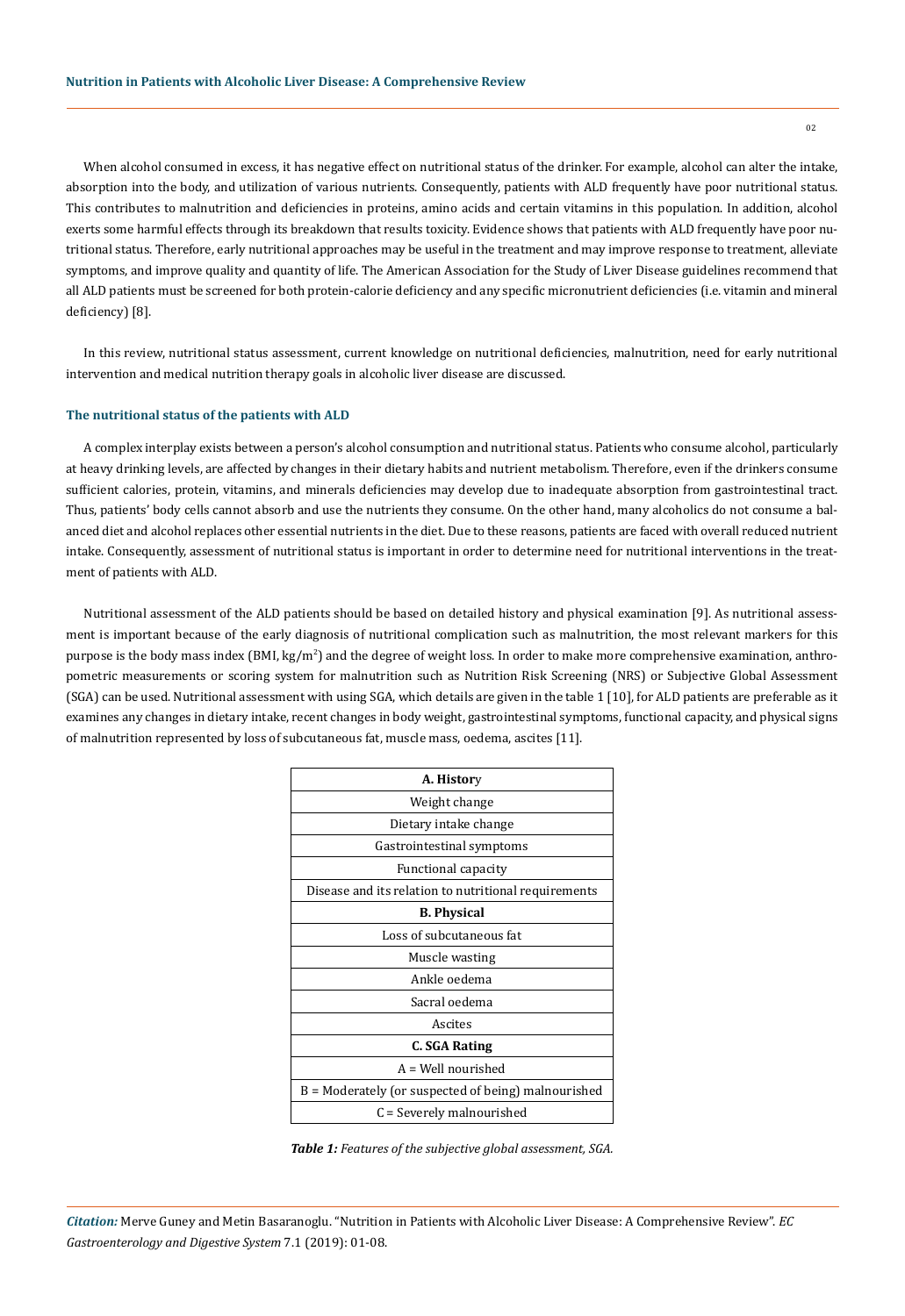When alcohol consumed in excess, it has negative effect on nutritional status of the drinker. For example, alcohol can alter the intake, absorption into the body, and utilization of various nutrients. Consequently, patients with ALD frequently have poor nutritional status. This contributes to malnutrition and deficiencies in proteins, amino acids and certain vitamins in this population. In addition, alcohol exerts some harmful effects through its breakdown that results toxicity. Evidence shows that patients with ALD frequently have poor nutritional status. Therefore, early nutritional approaches may be useful in the treatment and may improve response to treatment, alleviate symptoms, and improve quality and quantity of life. The American Association for the Study of Liver Disease guidelines recommend that all ALD patients must be screened for both protein-calorie deficiency and any specific micronutrient deficiencies (i.e. vitamin and mineral deficiency) [8].

In this review, nutritional status assessment, current knowledge on nutritional deficiencies, malnutrition, need for early nutritional intervention and medical nutrition therapy goals in alcoholic liver disease are discussed.

### The nutritional status of the patients with ALD

A complex interplay exists between a person's alcohol consumption and nutritional status. Patients who consume alcohol, particularly at heavy drinking levels, are affected by changes in their dietary habits and nutrient metabolism. Therefore, even if the drinkers consume sufficient calories, protein, vitamins, and minerals deficiencies may develop due to inadequate absorption from gastrointestinal tract. Thus, patients' body cells cannot absorb and use the nutrients they consume. On the other hand, many alcoholics do not consume a balanced diet and alcohol replaces other essential nutrients in the diet. Due to these reasons, patients are faced with overall reduced nutrient intake. Consequently, assessment of nutritional status is important in order to determine need for nutritional interventions in the treatment of patients with ALD.

Nutritional assessment of the ALD patients should be based on detailed history and physical examination [9]. As nutritional assessment is important because of the early diagnosis of nutritional complication such as malnutrition, the most relevant markers for this purpose is the body mass index (BMI, $kg/m^2$) and the degree of weight loss. In order to make more comprehensive examination, anthropometric measurements or scoring system for malnutrition such as Nutrition Risk Screening (NRS) or Subjective Global Assessment (SGA) can be used. Nutritional assessment with using SGA, which details are given in the table 1 [10], for ALD patients are preferable as it examines any changes in dietary intake, recent changes in body weight, gastrointestinal symptoms, functional capacity, and physical signs of malnutrition represented by loss of subcutaneous fat, muscle mass, oedema, ascites [11].

| **A. History** |
|---|
| Weight change |
| Dietary intake change |
| Gastrointestinal symptoms |
| Functional capacity |
| Disease and its relation to nutritional requirements |
| **B. Physical** |
| Loss of subcutaneous fat |
| Muscle wasting |
| Ankle oedema |
| Sacral oedema |
| Ascites |
| **C. SGA Rating** |
| A = Well nourished |
| B = Moderately (or suspected of being) malnourished |
| C = Severely malnourished |

***Table 1:*** *Features of the subjective global assessment, SGA.*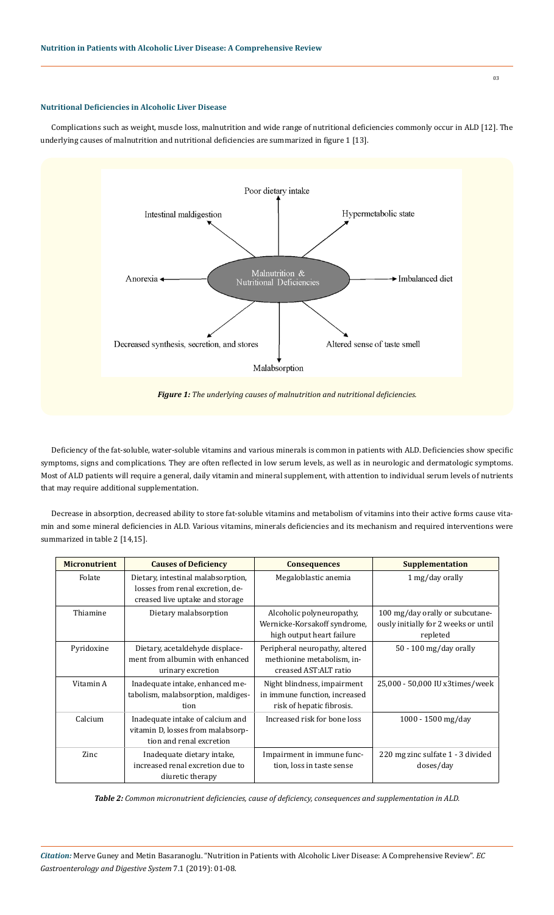### Nutritional Deficiencies in Alcoholic Liver Disease

Complications such as weight, muscle loss, malnutrition and wide range of nutritional deficiencies commonly occur in ALD [12]. The underlying causes of malnutrition and nutritional deficiencies are summarized in figure 1 [13].

Poor dietary intake

Intestinal maldigestion

Hypermetabolic state

Anorexia

Malnutrition & Nutritional Deficiencies

Imbalanced diet

Decreased synthesis, secretion, and stores

Altered sense of taste smell

Malabsorption

*Figure 1: The underlying causes of malnutrition and nutritional deficiencies.*

Deficiency of the fat-soluble, water-soluble vitamins and various minerals is common in patients with ALD. Deficiencies show specific symptoms, signs and complications. They are often reflected in low serum levels, as well as in neurologic and dermatologic symptoms. Most of ALD patients will require a general, daily vitamin and mineral supplement, with attention to individual serum levels of nutrients that may require additional supplementation.

Decrease in absorption, decreased ability to store fat-soluble vitamins and metabolism of vitamins into their active forms cause vitamin and some mineral deficiencies in ALD. Various vitamins, minerals deficiencies and its mechanism and required interventions were summarized in table 2 [14,15].

| Micronutrient | Causes of Deficiency | Consequences | Supplementation |
| --- | --- | --- | --- |
| Folate | Dietary, intestinal malabsorption, losses from renal excretion, decreased live uptake and storage | Megaloblastic anemia | 1 mg/day orally |
| Thiamine | Dietary malabsorption | Alcoholic polyneuropathy, Wernicke-Korsakoff syndrome, high output heart failure | 100 mg/day orally or subcutaneously initially for 2 weeks or until repleted |
| Pyridoxine | Dietary, acetaldehyde displacement from albumin with enhanced urinary excretion | Peripheral neuropathy, altered methionine metabolism, increased AST:ALT ratio | 50 - 100 mg/day orally |
| Vitamin A | Inadequate intake, enhanced metabolism, malabsorption, maldigestion | Night blindness, impairment in immune function, increased risk of hepatic fibrosis. | 25,000 - 50,000 IU x3times/week |
| Calcium | Inadequate intake of calcium and vitamin D, losses from malabsorption and renal excretion | Increased risk for bone loss | 1000 - 1500 mg/day |
| Zinc | Inadequate dietary intake, increased renal excretion due to diuretic therapy | Impairment in immune function, loss in taste sense | 220 mg zinc sulfate 1 - 3 divided doses/day |

*Table 2: Common micronutrient deficiencies, cause of deficiency, consequences and supplementation in ALD.*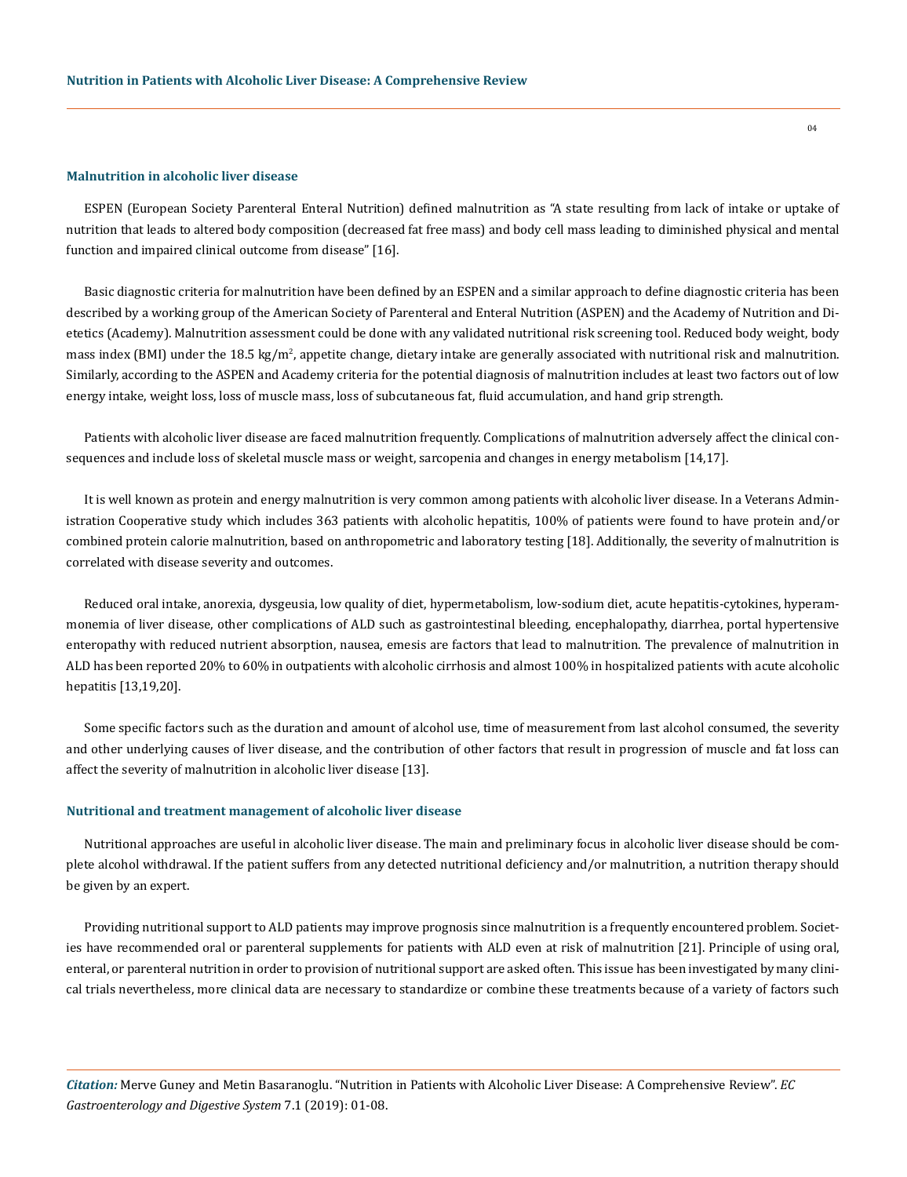### Malnutrition in alcoholic liver disease

ESPEN (European Society Parenteral Enteral Nutrition) defined malnutrition as "A state resulting from lack of intake or uptake of nutrition that leads to altered body composition (decreased fat free mass) and body cell mass leading to diminished physical and mental function and impaired clinical outcome from disease" [16].

Basic diagnostic criteria for malnutrition have been defined by an ESPEN and a similar approach to define diagnostic criteria has been described by a working group of the American Society of Parenteral and Enteral Nutrition (ASPEN) and the Academy of Nutrition and Dietetics (Academy). Malnutrition assessment could be done with any validated nutritional risk screening tool. Reduced body weight, body mass index (BMI) under the 18.5 kg/$m^2$, appetite change, dietary intake are generally associated with nutritional risk and malnutrition. Similarly, according to the ASPEN and Academy criteria for the potential diagnosis of malnutrition includes at least two factors out of low energy intake, weight loss, loss of muscle mass, loss of subcutaneous fat, fluid accumulation, and hand grip strength.

Patients with alcoholic liver disease are faced malnutrition frequently. Complications of malnutrition adversely affect the clinical consequences and include loss of skeletal muscle mass or weight, sarcopenia and changes in energy metabolism [14,17].

It is well known as protein and energy malnutrition is very common among patients with alcoholic liver disease. In a Veterans Administration Cooperative study which includes 363 patients with alcoholic hepatitis, 100% of patients were found to have protein and/or combined protein calorie malnutrition, based on anthropometric and laboratory testing [18]. Additionally, the severity of malnutrition is correlated with disease severity and outcomes.

Reduced oral intake, anorexia, dysgeusia, low quality of diet, hypermetabolism, low-sodium diet, acute hepatitis-cytokines, hyperammonemia of liver disease, other complications of ALD such as gastrointestinal bleeding, encephalopathy, diarrhea, portal hypertensive enteropathy with reduced nutrient absorption, nausea, emesis are factors that lead to malnutrition. The prevalence of malnutrition in ALD has been reported 20% to 60% in outpatients with alcoholic cirrhosis and almost 100% in hospitalized patients with acute alcoholic hepatitis [13,19,20].

Some specific factors such as the duration and amount of alcohol use, time of measurement from last alcohol consumed, the severity and other underlying causes of liver disease, and the contribution of other factors that result in progression of muscle and fat loss can affect the severity of malnutrition in alcoholic liver disease [13].

### Nutritional and treatment management of alcoholic liver disease

Nutritional approaches are useful in alcoholic liver disease. The main and preliminary focus in alcoholic liver disease should be complete alcohol withdrawal. If the patient suffers from any detected nutritional deficiency and/or malnutrition, a nutrition therapy should be given by an expert.

Providing nutritional support to ALD patients may improve prognosis since malnutrition is a frequently encountered problem. Societies have recommended oral or parenteral supplements for patients with ALD even at risk of malnutrition [21]. Principle of using oral, enteral, or parenteral nutrition in order to provision of nutritional support are asked often. This issue has been investigated by many clinical trials nevertheless, more clinical data are necessary to standardize or combine these treatments because of a variety of factors such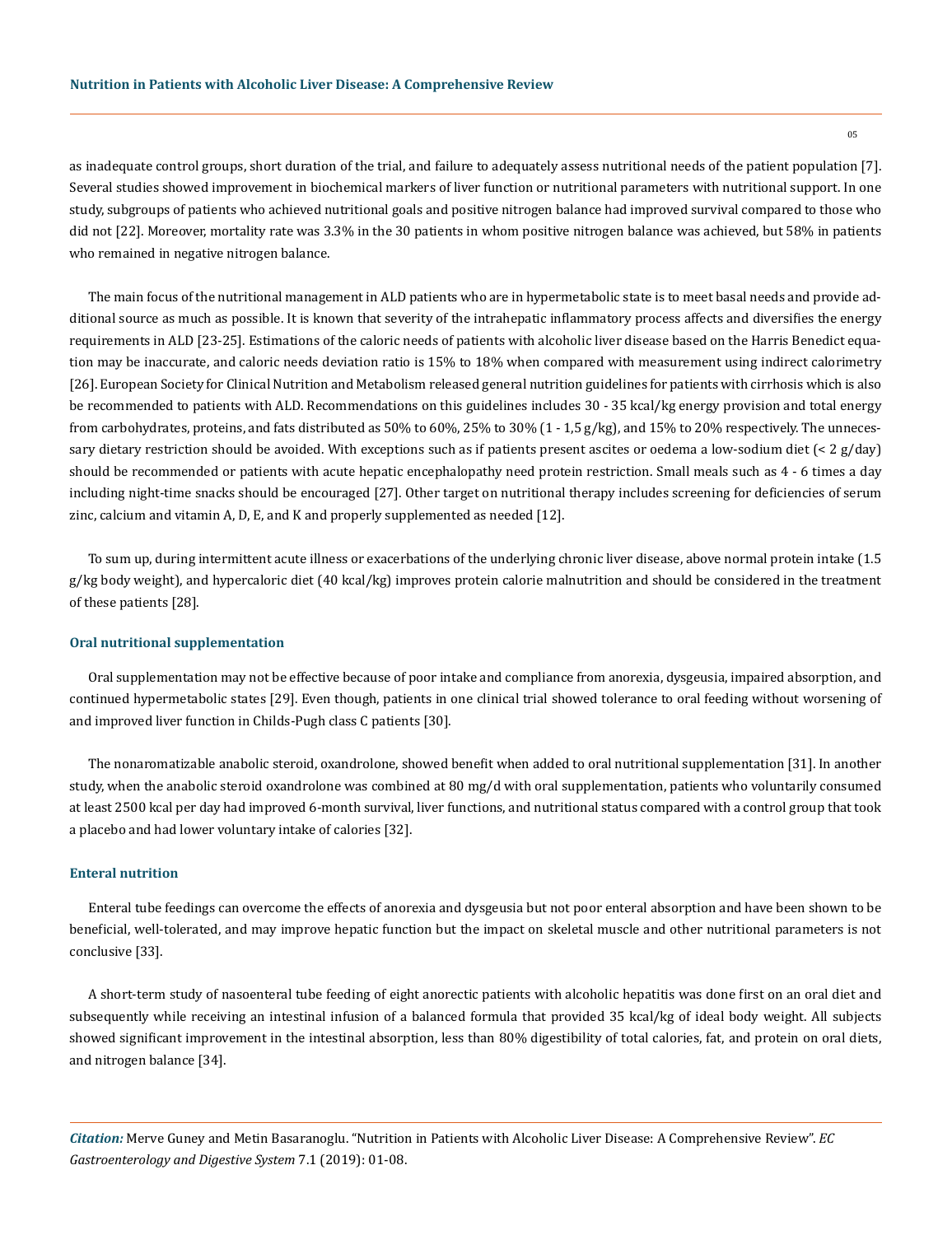as inadequate control groups, short duration of the trial, and failure to adequately assess nutritional needs of the patient population [7]. Several studies showed improvement in biochemical markers of liver function or nutritional parameters with nutritional support. In one study, subgroups of patients who achieved nutritional goals and positive nitrogen balance had improved survival compared to those who did not [22]. Moreover, mortality rate was 3.3% in the 30 patients in whom positive nitrogen balance was achieved, but 58% in patients who remained in negative nitrogen balance.

The main focus of the nutritional management in ALD patients who are in hypermetabolic state is to meet basal needs and provide additional source as much as possible. It is known that severity of the intrahepatic inflammatory process affects and diversifies the energy requirements in ALD [23-25]. Estimations of the caloric needs of patients with alcoholic liver disease based on the Harris Benedict equation may be inaccurate, and caloric needs deviation ratio is 15% to 18% when compared with measurement using indirect calorimetry [26]. European Society for Clinical Nutrition and Metabolism released general nutrition guidelines for patients with cirrhosis which is also be recommended to patients with ALD. Recommendations on this guidelines includes 30 - 35 kcal/kg energy provision and total energy from carbohydrates, proteins, and fats distributed as 50% to 60%, 25% to 30% (1 - 1,5 g/kg), and 15% to 20% respectively. The unnecessary dietary restriction should be avoided. With exceptions such as if patients present ascites or oedema a low-sodium diet (< 2 g/day) should be recommended or patients with acute hepatic encephalopathy need protein restriction. Small meals such as 4 - 6 times a day including night-time snacks should be encouraged [27]. Other target on nutritional therapy includes screening for deficiencies of serum zinc, calcium and vitamin A, D, E, and K and properly supplemented as needed [12].

To sum up, during intermittent acute illness or exacerbations of the underlying chronic liver disease, above normal protein intake (1.5 g/kg body weight), and hypercaloric diet (40 kcal/kg) improves protein calorie malnutrition and should be considered in the treatment of these patients [28].

### Oral nutritional supplementation

Oral supplementation may not be effective because of poor intake and compliance from anorexia, dysgeusia, impaired absorption, and continued hypermetabolic states [29]. Even though, patients in one clinical trial showed tolerance to oral feeding without worsening of and improved liver function in Childs-Pugh class C patients [30].

The nonaromatizable anabolic steroid, oxandrolone, showed benefit when added to oral nutritional supplementation [31]. In another study, when the anabolic steroid oxandrolone was combined at 80 mg/d with oral supplementation, patients who voluntarily consumed at least 2500 kcal per day had improved 6-month survival, liver functions, and nutritional status compared with a control group that took a placebo and had lower voluntary intake of calories [32].

### Enteral nutrition

Enteral tube feedings can overcome the effects of anorexia and dysgeusia but not poor enteral absorption and have been shown to be beneficial, well-tolerated, and may improve hepatic function but the impact on skeletal muscle and other nutritional parameters is not conclusive [33].

A short-term study of nasoenteral tube feeding of eight anorectic patients with alcoholic hepatitis was done first on an oral diet and subsequently while receiving an intestinal infusion of a balanced formula that provided 35 kcal/kg of ideal body weight. All subjects showed significant improvement in the intestinal absorption, less than 80% digestibility of total calories, fat, and protein on oral diets, and nitrogen balance [34].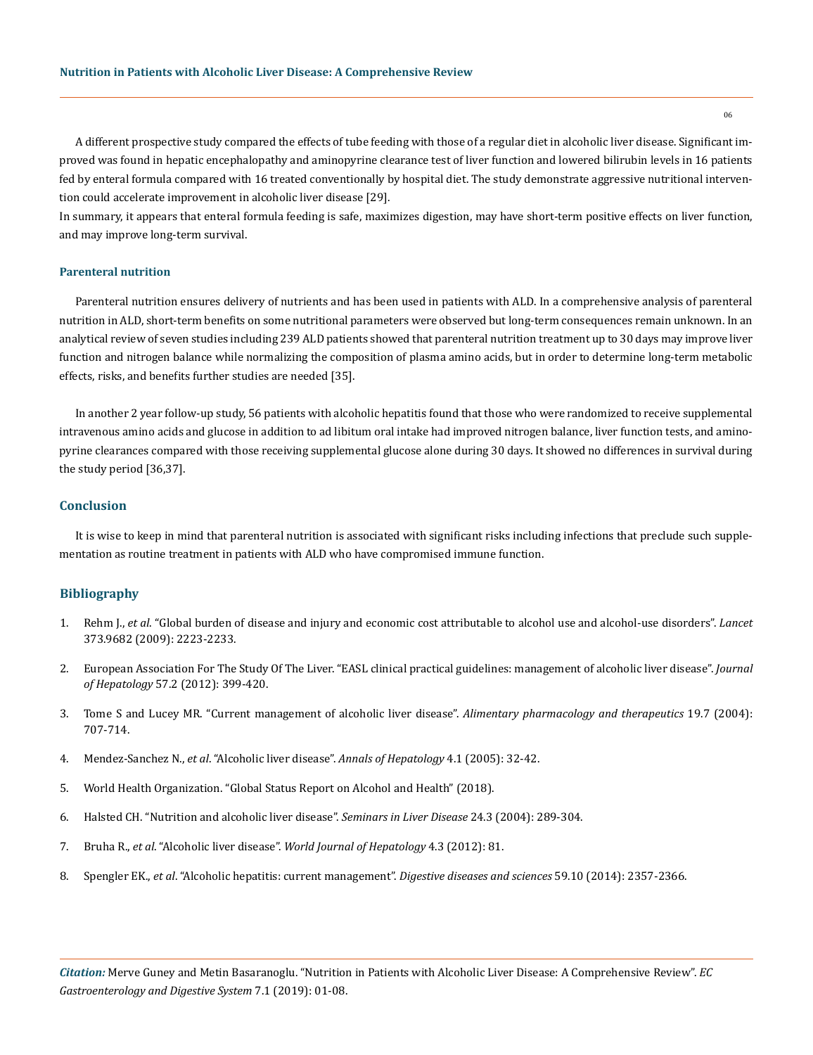A different prospective study compared the effects of tube feeding with those of a regular diet in alcoholic liver disease. Significant improved was found in hepatic encephalopathy and aminopyrine clearance test of liver function and lowered bilirubin levels in 16 patients fed by enteral formula compared with 16 treated conventionally by hospital diet. The study demonstrate aggressive nutritional intervention could accelerate improvement in alcoholic liver disease [29].

In summary, it appears that enteral formula feeding is safe, maximizes digestion, may have short-term positive effects on liver function, and may improve long-term survival.

### Parenteral nutrition

Parenteral nutrition ensures delivery of nutrients and has been used in patients with ALD. In a comprehensive analysis of parenteral nutrition in ALD, short-term benefits on some nutritional parameters were observed but long-term consequences remain unknown. In an analytical review of seven studies including 239 ALD patients showed that parenteral nutrition treatment up to 30 days may improve liver function and nitrogen balance while normalizing the composition of plasma amino acids, but in order to determine long-term metabolic effects, risks, and benefits further studies are needed [35].

In another 2 year follow-up study, 56 patients with alcoholic hepatitis found that those who were randomized to receive supplemental intravenous amino acids and glucose in addition to ad libitum oral intake had improved nitrogen balance, liver function tests, and aminopyrine clearances compared with those receiving supplemental glucose alone during 30 days. It showed no differences in survival during the study period [36,37].

## Conclusion

It is wise to keep in mind that parenteral nutrition is associated with significant risks including infections that preclude such supplementation as routine treatment in patients with ALD who have compromised immune function.

## Bibliography

1. Rehm J., *et al*. "Global burden of disease and injury and economic cost attributable to alcohol use and alcohol-use disorders". *Lancet* 373.9682 (2009): 2223-2233.
2. European Association For The Study Of The Liver. "EASL clinical practical guidelines: management of alcoholic liver disease". *Journal of Hepatology* 57.2 (2012): 399-420.
3. Tome S and Lucey MR. "Current management of alcoholic liver disease". *Alimentary pharmacology and therapeutics* 19.7 (2004): 707-714.
4. Mendez-Sanchez N., *et al*. "Alcoholic liver disease". *Annals of Hepatology* 4.1 (2005): 32-42.
5. World Health Organization. "Global Status Report on Alcohol and Health" (2018).
6. Halsted CH. "Nutrition and alcoholic liver disease". *Seminars in Liver Disease* 24.3 (2004): 289-304.
7. Bruha R., *et al*. "Alcoholic liver disease". *World Journal of Hepatology* 4.3 (2012): 81.
8. Spengler EK., *et al*. "Alcoholic hepatitis: current management". *Digestive diseases and sciences* 59.10 (2014): 2357-2366.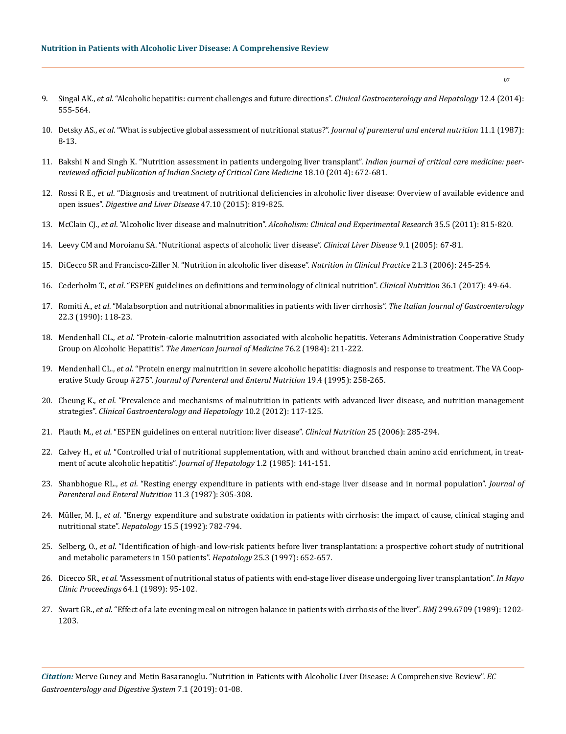9. Singal AK., *et al*. "Alcoholic hepatitis: current challenges and future directions". *Clinical Gastroenterology and Hepatology* 12.4 (2014): 555-564.

10. Detsky AS., *et al*. "What is subjective global assessment of nutritional status?". *Journal of parenteral and enteral nutrition* 11.1 (1987): 8-13.

11. Bakshi N and Singh K. "Nutrition assessment in patients undergoing liver transplant". *Indian journal of critical care medicine: peer-reviewed official publication of Indian Society of Critical Care Medicine* 18.10 (2014): 672-681.

12. Rossi R E., *et al*. "Diagnosis and treatment of nutritional deficiencies in alcoholic liver disease: Overview of available evidence and open issues". *Digestive and Liver Disease* 47.10 (2015): 819-825.

13. McClain CJ., *et al*. "Alcoholic liver disease and malnutrition". *Alcoholism: Clinical and Experimental Research* 35.5 (2011): 815-820.

14. Leevy CM and Moroianu SA. "Nutritional aspects of alcoholic liver disease". *Clinical Liver Disease* 9.1 (2005): 67-81.

15. DiCecco SR and Francisco-Ziller N. "Nutrition in alcoholic liver disease". *Nutrition in Clinical Practice* 21.3 (2006): 245-254.

16. Cederholm T., *et al*. "ESPEN guidelines on definitions and terminology of clinical nutrition". *Clinical Nutrition* 36.1 (2017): 49-64.

17. Romiti A., *et al*. "Malabsorption and nutritional abnormalities in patients with liver cirrhosis". *The Italian Journal of Gastroenterology* 22.3 (1990): 118-23.

18. Mendenhall CL., *et al*. "Protein-calorie malnutrition associated with alcoholic hepatitis. Veterans Administration Cooperative Study Group on Alcoholic Hepatitis". *The American Journal of Medicine* 76.2 (1984): 211-222.

19. Mendenhall CL., *et al.* "Protein energy malnutrition in severe alcoholic hepatitis: diagnosis and response to treatment. The VA Cooperative Study Group #275". *Journal of Parenteral and Enteral Nutrition* 19.4 (1995): 258-265.

20. Cheung K., *et al*. "Prevalence and mechanisms of malnutrition in patients with advanced liver disease, and nutrition management strategies". *Clinical Gastroenterology and Hepatology* 10.2 (2012): 117-125.

21. Plauth M., *et al*. "ESPEN guidelines on enteral nutrition: liver disease". *Clinical Nutrition* 25 (2006): 285-294.

22. Calvey H., *et al.* "Controlled trial of nutritional supplementation, with and without branched chain amino acid enrichment, in treatment of acute alcoholic hepatitis". *Journal of Hepatology* 1.2 (1985): 141-151.

23. Shanbhogue RL., *et al*. "Resting energy expenditure in patients with end-stage liver disease and in normal population". *Journal of Parenteral and Enteral Nutrition* 11.3 (1987): 305-308.

24. Müller, M. J., *et al*. "Energy expenditure and substrate oxidation in patients with cirrhosis: the impact of cause, clinical staging and nutritional state". *Hepatology* 15.5 (1992): 782-794.

25. Selberg, O., *et al*. "Identification of high-and low-risk patients before liver transplantation: a prospective cohort study of nutritional and metabolic parameters in 150 patients". *Hepatology* 25.3 (1997): 652-657.

26. Dicecco SR., *et al*. "Assessment of nutritional status of patients with end-stage liver disease undergoing liver transplantation". *In Mayo Clinic Proceedings* 64.1 (1989): 95-102.

27. Swart GR., *et al*. "Effect of a late evening meal on nitrogen balance in patients with cirrhosis of the liver". *BMJ* 299.6709 (1989): 1202-1203.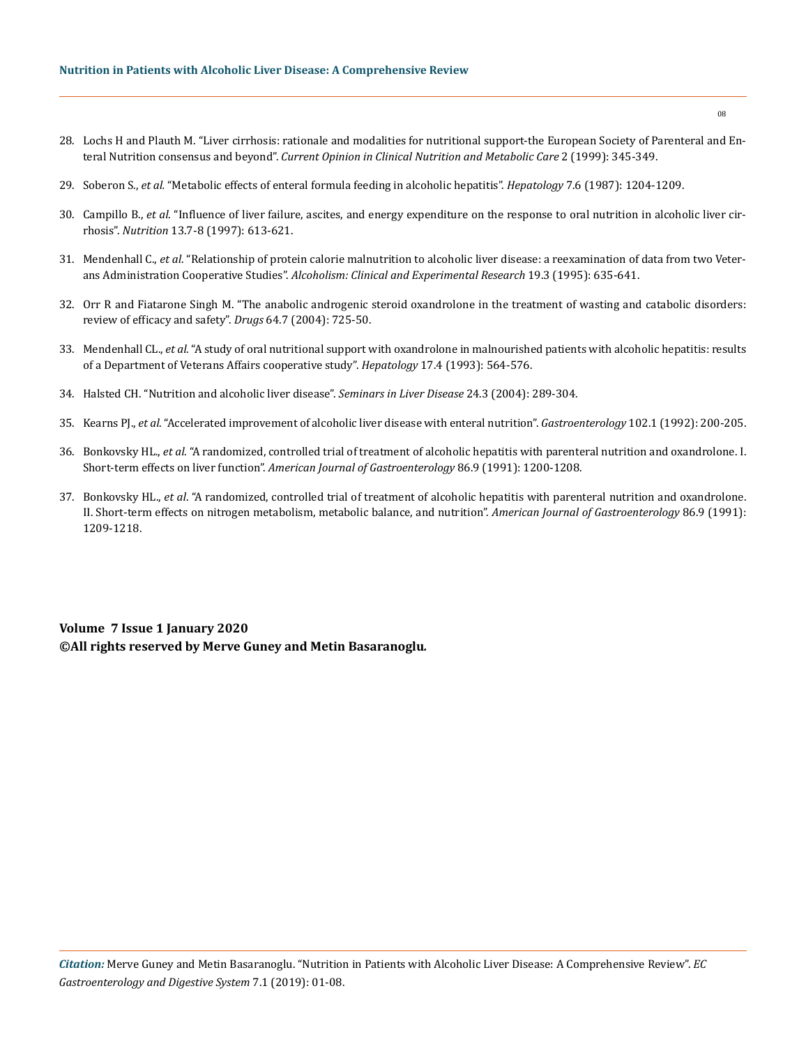28. Lochs H and Plauth M. "Liver cirrhosis: rationale and modalities for nutritional support-the European Society of Parenteral and Enteral Nutrition consensus and beyond". *Current Opinion in Clinical Nutrition and Metabolic Care* 2 (1999): 345-349.

29. Soberon S., *et al.* "Metabolic effects of enteral formula feeding in alcoholic hepatitis". *Hepatology* 7.6 (1987): 1204-1209.

30. Campillo B., *et al*. "Influence of liver failure, ascites, and energy expenditure on the response to oral nutrition in alcoholic liver cirrhosis". *Nutrition* 13.7-8 (1997): 613-621.

31. Mendenhall C., *et al*. "Relationship of protein calorie malnutrition to alcoholic liver disease: a reexamination of data from two Veterans Administration Cooperative Studies". *Alcoholism: Clinical and Experimental Research* 19.3 (1995): 635-641.

32. Orr R and Fiatarone Singh M. "The anabolic androgenic steroid oxandrolone in the treatment of wasting and catabolic disorders: review of efficacy and safety". *Drugs* 64.7 (2004): 725-50.

33. Mendenhall CL., *et al*. "A study of oral nutritional support with oxandrolone in malnourished patients with alcoholic hepatitis: results of a Department of Veterans Affairs cooperative study". *Hepatology* 17.4 (1993): 564-576.

34. Halsted CH. "Nutrition and alcoholic liver disease". *Seminars in Liver Disease* 24.3 (2004): 289-304.

35. Kearns PJ., *et al*. "Accelerated improvement of alcoholic liver disease with enteral nutrition". *Gastroenterology* 102.1 (1992): 200-205.

36. Bonkovsky HL., *et al*. "A randomized, controlled trial of treatment of alcoholic hepatitis with parenteral nutrition and oxandrolone. I. Short-term effects on liver function". *American Journal of Gastroenterology* 86.9 (1991): 1200-1208.

37. Bonkovsky HL., *et al*. "A randomized, controlled trial of treatment of alcoholic hepatitis with parenteral nutrition and oxandrolone. II. Short-term effects on nitrogen metabolism, metabolic balance, and nutrition". *American Journal of Gastroenterology* 86.9 (1991): 1209-1218.

**Volume 7 Issue 1 January 2020**
**©All rights reserved by Merve Guney and Metin Basaranoglu.**